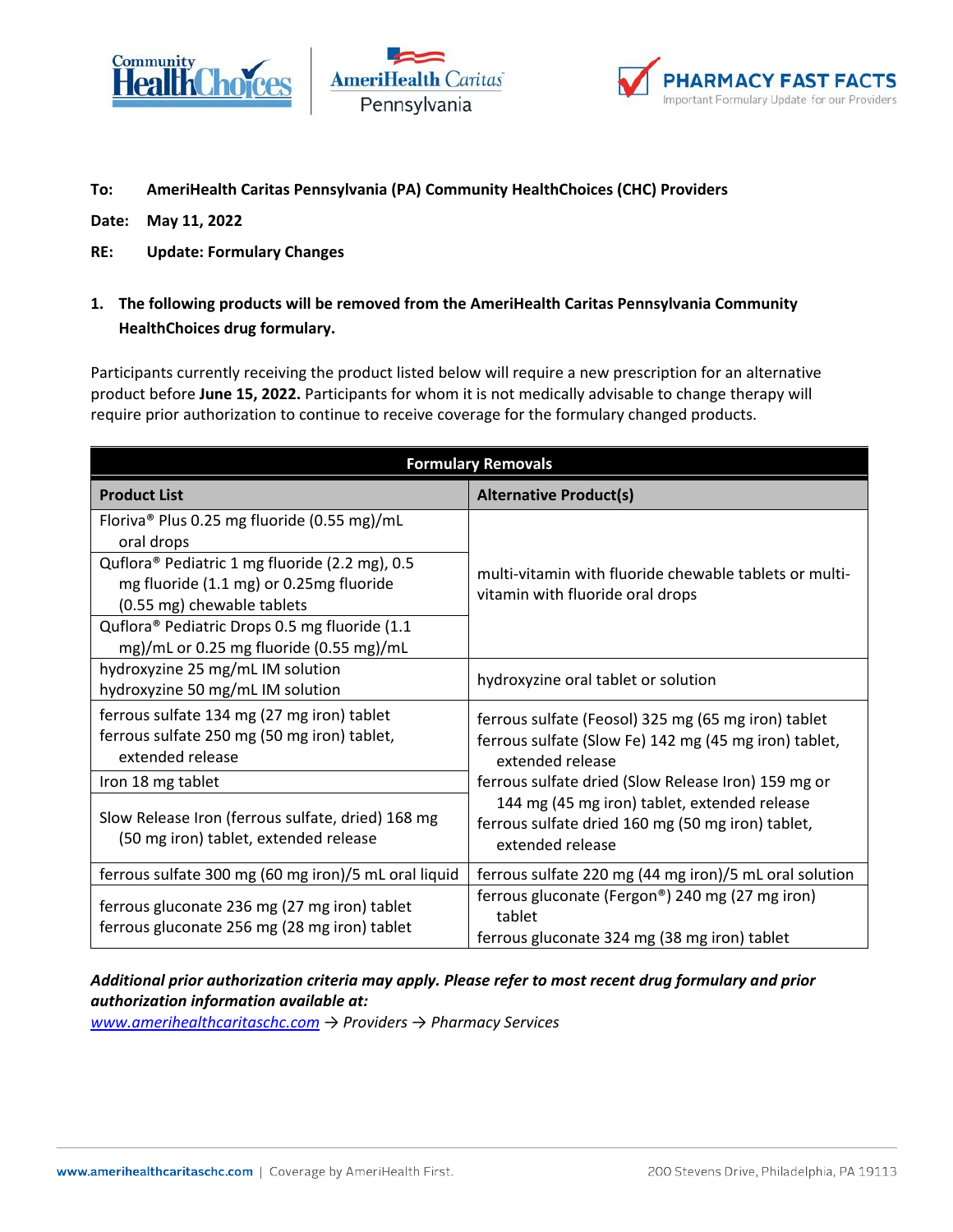**To:** AmeriHealth Caritas Pennsylvania (PA) Community HealthChoices (CHC) Providers

**Date:** May 11, 2022

**RE:** Update: Formulary Changes

1. **The following products will be removed from the AmeriHealth Caritas Pennsylvania Community HealthChoices drug formulary.**

Participants currently receiving the product listed below will require a new prescription for an alternative product before **June 15, 2022.** Participants for whom it is not medically advisable to change therapy will require prior authorization to continue to receive coverage for the formulary changed products.

| **Formulary Removals** | |
|---|---|
| **Product List** | **Alternative Product(s)** |
| Floriva® Plus 0.25 mg fluoride (0.55 mg)/mL oral drops<br>Quflora® Pediatric 1 mg fluoride (2.2 mg), 0.5 mg fluoride (1.1 mg) or 0.25mg fluoride (0.55 mg) chewable tablets<br>Quflora® Pediatric Drops 0.5 mg fluoride (1.1 mg)/mL or 0.25 mg fluoride (0.55 mg)/mL | multi-vitamin with fluoride chewable tablets or multi-vitamin with fluoride oral drops |
| hydroxyzine 25 mg/mL IM solution<br>hydroxyzine 50 mg/mL IM solution | hydroxyzine oral tablet or solution |
| ferrous sulfate 134 mg (27 mg iron) tablet<br>ferrous sulfate 250 mg (50 mg iron) tablet, extended release<br>Iron 18 mg tablet<br>Slow Release Iron (ferrous sulfate, dried) 168 mg (50 mg iron) tablet, extended release | ferrous sulfate (Feosol) 325 mg (65 mg iron) tablet<br>ferrous sulfate (Slow Fe) 142 mg (45 mg iron) tablet, extended release<br>ferrous sulfate dried (Slow Release Iron) 159 mg or 144 mg (45 mg iron) tablet, extended release<br>ferrous sulfate dried 160 mg (50 mg iron) tablet, extended release |
| ferrous sulfate 300 mg (60 mg iron)/5 mL oral liquid | ferrous sulfate 220 mg (44 mg iron)/5 mL oral solution |
| ferrous gluconate 236 mg (27 mg iron) tablet<br>ferrous gluconate 256 mg (28 mg iron) tablet | ferrous gluconate (Fergon®) 240 mg (27 mg iron) tablet<br>ferrous gluconate 324 mg (38 mg iron) tablet |

***Additional prior authorization criteria may apply. Please refer to most recent drug formulary and prior authorization information available at:***

*www.amerihealthcaritaschc.com → Providers → Pharmacy Services*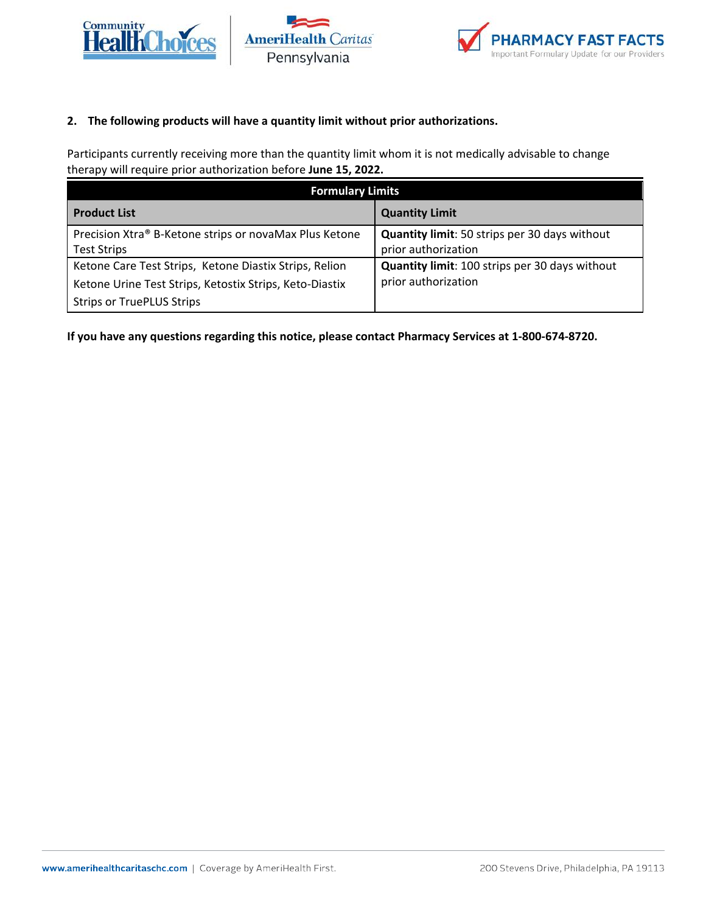**2. The following products will have a quantity limit without prior authorizations.**

Participants currently receiving more than the quantity limit whom it is not medically advisable to change therapy will require prior authorization before **June 15, 2022.**

| Formulary Limits | |
|---|---|
| **Product List** | **Quantity Limit** |
| Precision Xtra® B-Ketone strips or novaMax Plus Ketone Test Strips | **Quantity limit**: 50 strips per 30 days without prior authorization |
| Ketone Care Test Strips, Ketone Diastix Strips, Relion Ketone Urine Test Strips, Ketostix Strips, Keto-Diastix Strips or TruePLUS Strips | **Quantity limit**: 100 strips per 30 days without prior authorization |

**If you have any questions regarding this notice, please contact Pharmacy Services at 1-800-674-8720.**